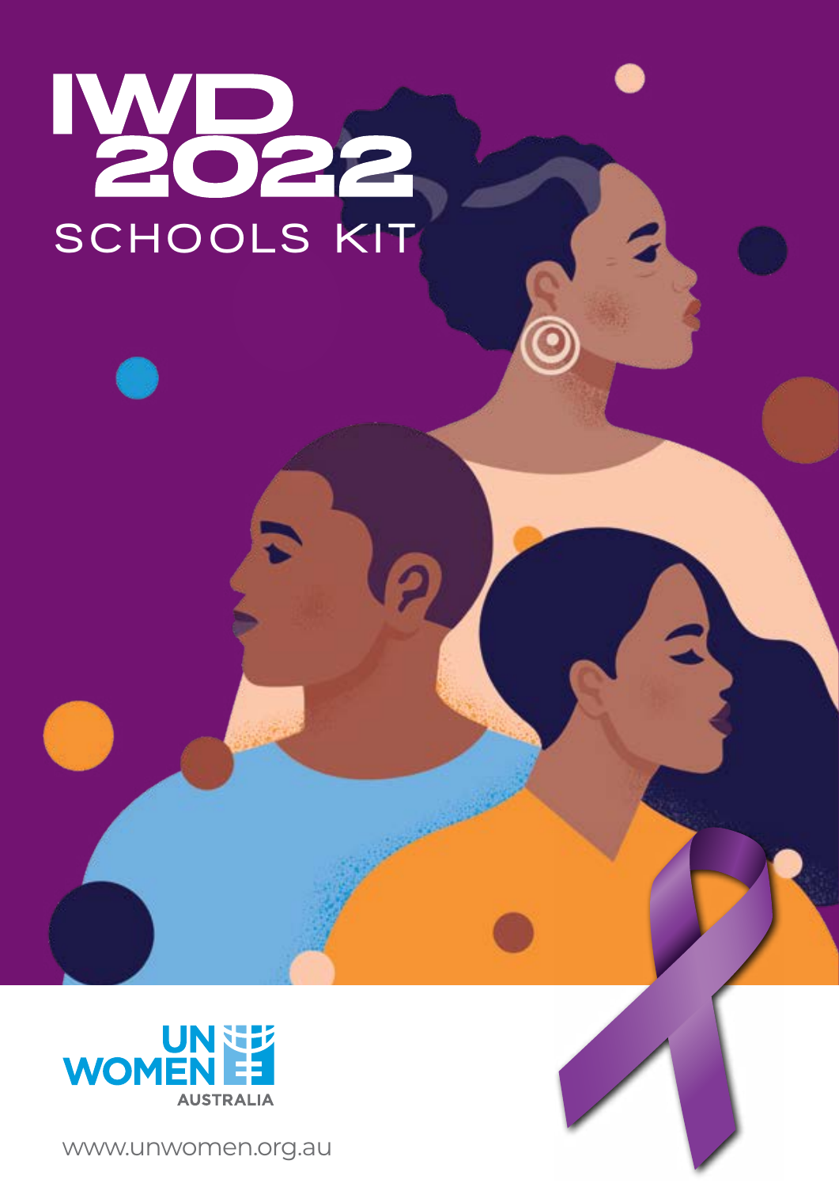# IWD 2022

## SCHOOLS KIT

UN WOMEN AUSTRALIA

www.unwomen.org.au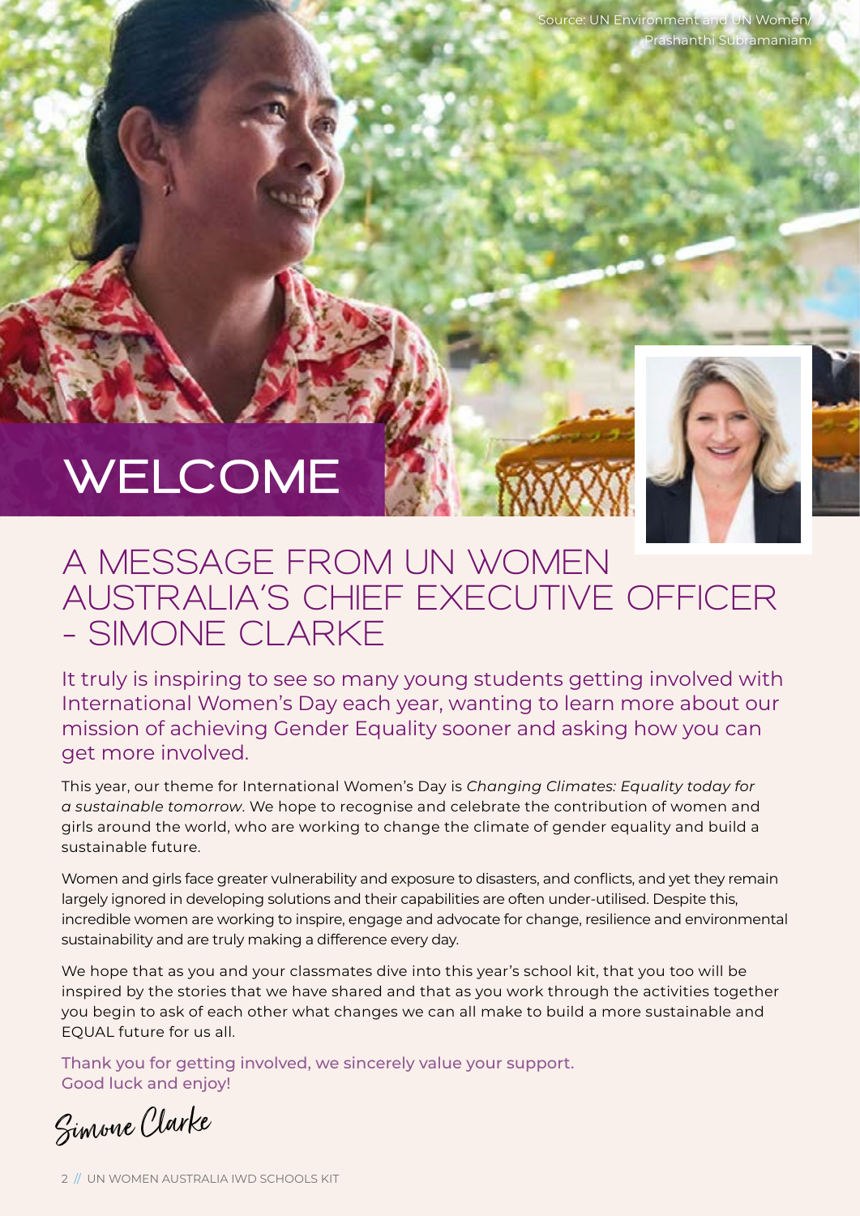Source: UN Environment and UN Women/ Prashanthi Subramaniam

# WELCOME

## A MESSAGE FROM UN WOMEN AUSTRALIA'S CHIEF EXECUTIVE OFFICER - SIMONE CLARKE

It truly is inspiring to see so many young students getting involved with International Women's Day each year, wanting to learn more about our mission of achieving Gender Equality sooner and asking how you can get more involved.

This year, our theme for International Women's Day is *Changing Climates: Equality today for a sustainable tomorrow*. We hope to recognise and celebrate the contribution of women and girls around the world, who are working to change the climate of gender equality and build a sustainable future.

Women and girls face greater vulnerability and exposure to disasters, and conflicts, and yet they remain largely ignored in developing solutions and their capabilities are often under-utilised. Despite this, incredible women are working to inspire, engage and advocate for change, resilience and environmental sustainability and are truly making a difference every day.

We hope that as you and your classmates dive into this year's school kit, that you too will be inspired by the stories that we have shared and that as you work through the activities together you begin to ask of each other what changes we can all make to build a more sustainable and EQUAL future for us all.

Thank you for getting involved, we sincerely value your support.
Good luck and enjoy!

Simone Clarke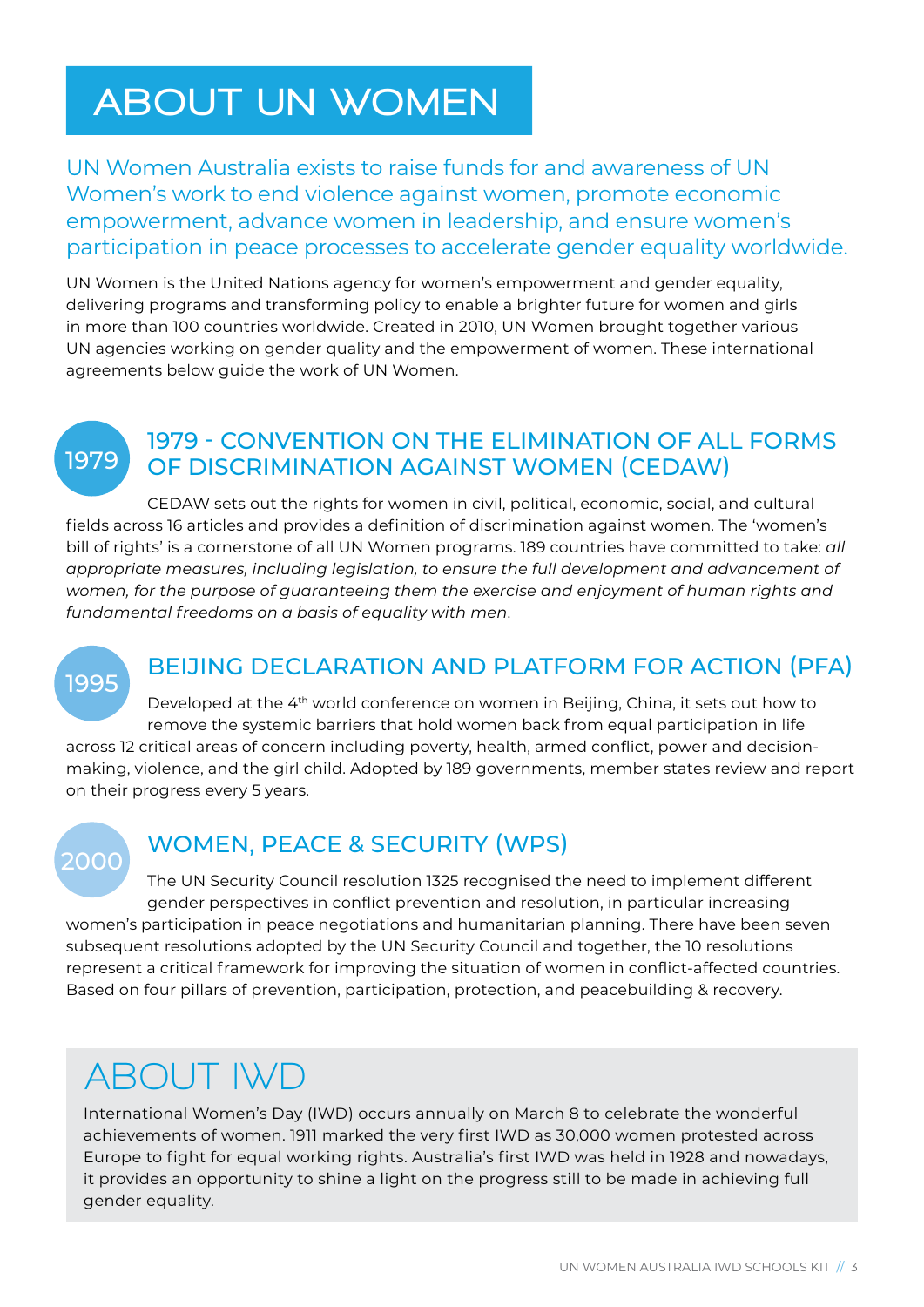# ABOUT UN WOMEN

UN Women Australia exists to raise funds for and awareness of UN Women's work to end violence against women, promote economic empowerment, advance women in leadership, and ensure women's participation in peace processes to accelerate gender equality worldwide.

UN Women is the United Nations agency for women's empowerment and gender equality, delivering programs and transforming policy to enable a brighter future for women and girls in more than 100 countries worldwide. Created in 2010, UN Women brought together various UN agencies working on gender quality and the empowerment of women. These international agreements below guide the work of UN Women.

## 1979 - CONVENTION ON THE ELIMINATION OF ALL FORMS OF DISCRIMINATION AGAINST WOMEN (CEDAW)

1979

CEDAW sets out the rights for women in civil, political, economic, social, and cultural fields across 16 articles and provides a definition of discrimination against women. The 'women's bill of rights' is a cornerstone of all UN Women programs. 189 countries have committed to take: *all appropriate measures, including legislation, to ensure the full development and advancement of women, for the purpose of guaranteeing them the exercise and enjoyment of human rights and fundamental freedoms on a basis of equality with men*.

## BEIJING DECLARATION AND PLATFORM FOR ACTION (PFA)

1995

Developed at the 4th world conference on women in Beijing, China, it sets out how to remove the systemic barriers that hold women back from equal participation in life across 12 critical areas of concern including poverty, health, armed conflict, power and decision-making, violence, and the girl child. Adopted by 189 governments, member states review and report on their progress every 5 years.

## WOMEN, PEACE & SECURITY (WPS)

2000

The UN Security Council resolution 1325 recognised the need to implement different gender perspectives in conflict prevention and resolution, in particular increasing women's participation in peace negotiations and humanitarian planning. There have been seven subsequent resolutions adopted by the UN Security Council and together, the 10 resolutions represent a critical framework for improving the situation of women in conflict-affected countries. Based on four pillars of prevention, participation, protection, and peacebuilding & recovery.

# ABOUT IWD

International Women's Day (IWD) occurs annually on March 8 to celebrate the wonderful achievements of women. 1911 marked the very first IWD as 30,000 women protested across Europe to fight for equal working rights. Australia's first IWD was held in 1928 and nowadays, it provides an opportunity to shine a light on the progress still to be made in achieving full gender equality.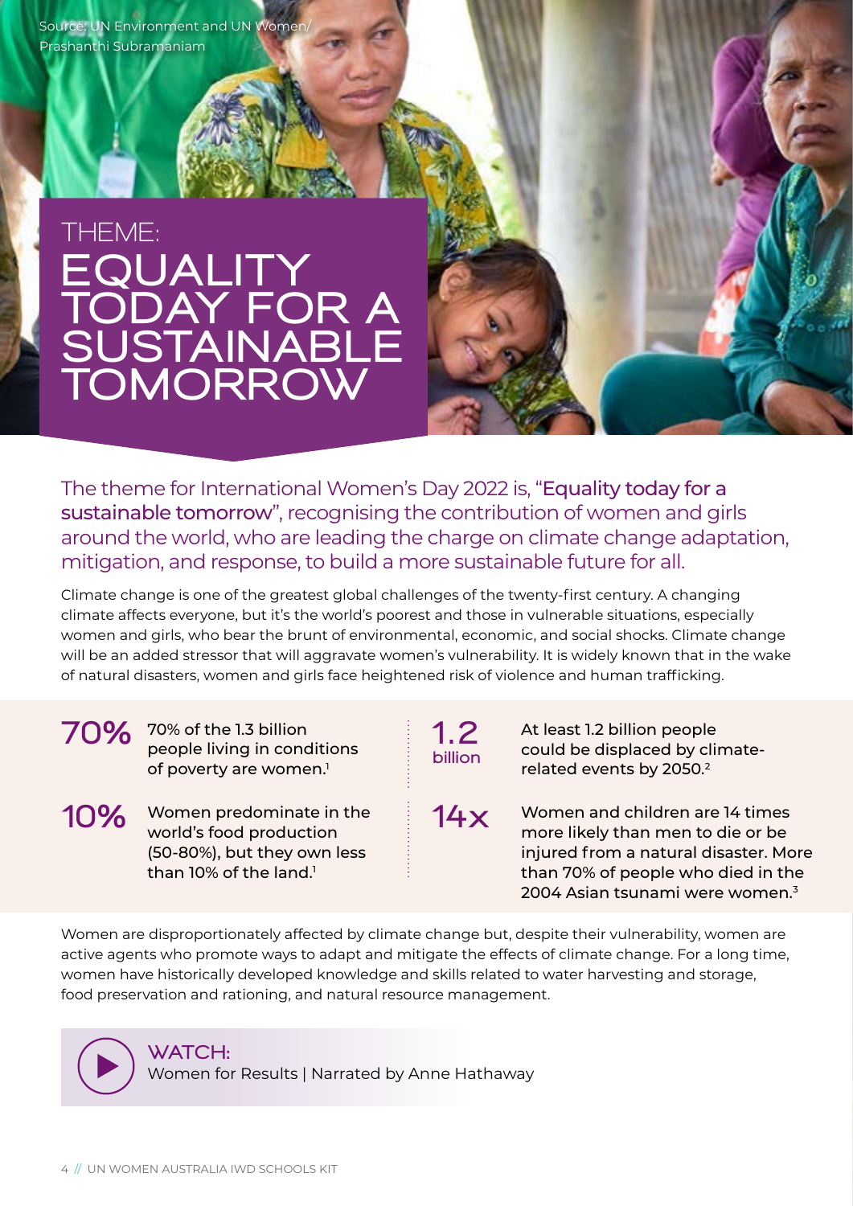Source: UN Environment and UN Women/ Prashanthi Subramaniam

# THEME: EQUALITY TODAY FOR A SUSTAINABLE TOMORROW

The theme for International Women's Day 2022 is, "**Equality today for a sustainable tomorrow**", recognising the contribution of women and girls around the world, who are leading the charge on climate change adaptation, mitigation, and response, to build a more sustainable future for all.

Climate change is one of the greatest global challenges of the twenty-first century. A changing climate affects everyone, but it's the world's poorest and those in vulnerable situations, especially women and girls, who bear the brunt of environmental, economic, and social shocks. Climate change will be an added stressor that will aggravate women's vulnerability. It is widely known that in the wake of natural disasters, women and girls face heightened risk of violence and human trafficking.

**70%** — 70% of the 1.3 billion people living in conditions of poverty are women.[1]

**10%** — Women predominate in the world's food production (50-80%), but they own less than 10% of the land.[1]

**1.2 billion** — At least 1.2 billion people could be displaced by climate-related events by 2050.[2]

**14x** — Women and children are 14 times more likely than men to die or be injured from a natural disaster. More than 70% of people who died in the 2004 Asian tsunami were women.[3]

Women are disproportionately affected by climate change but, despite their vulnerability, women are active agents who promote ways to adapt and mitigate the effects of climate change. For a long time, women have historically developed knowledge and skills related to water harvesting and storage, food preservation and rationing, and natural resource management.

**WATCH:**
Women for Results | Narrated by Anne Hathaway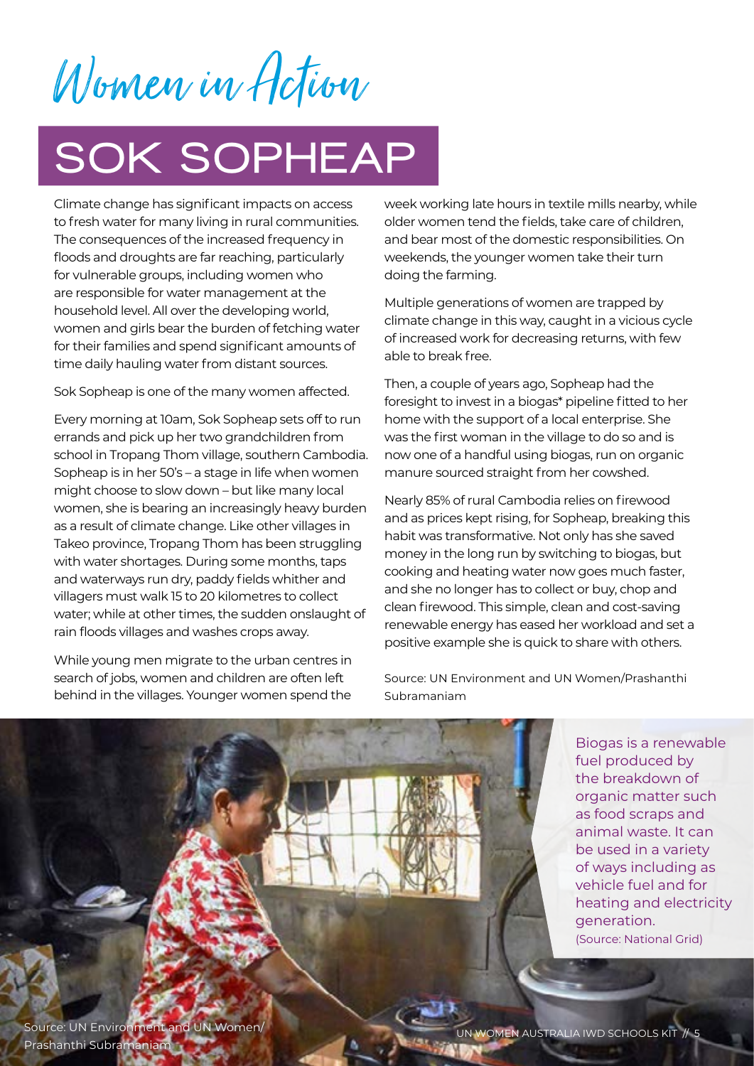# Women in Action

## SOK SOPHEAP

Climate change has significant impacts on access to fresh water for many living in rural communities. The consequences of the increased frequency in floods and droughts are far reaching, particularly for vulnerable groups, including women who are responsible for water management at the household level. All over the developing world, women and girls bear the burden of fetching water for their families and spend significant amounts of time daily hauling water from distant sources.

Sok Sopheap is one of the many women affected.

Every morning at 10am, Sok Sopheap sets off to run errands and pick up her two grandchildren from school in Tropang Thom village, southern Cambodia. Sopheap is in her 50's – a stage in life when women might choose to slow down – but like many local women, she is bearing an increasingly heavy burden as a result of climate change. Like other villages in Takeo province, Tropang Thom has been struggling with water shortages. During some months, taps and waterways run dry, paddy fields whither and villagers must walk 15 to 20 kilometres to collect water; while at other times, the sudden onslaught of rain floods villages and washes crops away.

While young men migrate to the urban centres in search of jobs, women and children are often left behind in the villages. Younger women spend the week working late hours in textile mills nearby, while older women tend the fields, take care of children, and bear most of the domestic responsibilities. On weekends, the younger women take their turn doing the farming.

Multiple generations of women are trapped by climate change in this way, caught in a vicious cycle of increased work for decreasing returns, with few able to break free.

Then, a couple of years ago, Sopheap had the foresight to invest in a biogas* pipeline fitted to her home with the support of a local enterprise. She was the first woman in the village to do so and is now one of a handful using biogas, run on organic manure sourced straight from her cowshed.

Nearly 85% of rural Cambodia relies on firewood and as prices kept rising, for Sopheap, breaking this habit was transformative. Not only has she saved money in the long run by switching to biogas, but cooking and heating water now goes much faster, and she no longer has to collect or buy, chop and clean firewood. This simple, clean and cost-saving renewable energy has eased her workload and set a positive example she is quick to share with others.

Source: UN Environment and UN Women/Prashanthi Subramaniam

Biogas is a renewable fuel produced by the breakdown of organic matter such as food scraps and animal waste. It can be used in a variety of ways including as vehicle fuel and for heating and electricity generation. (Source: National Grid)

Source: UN Environment and UN Women/ Prashanthi Subramaniam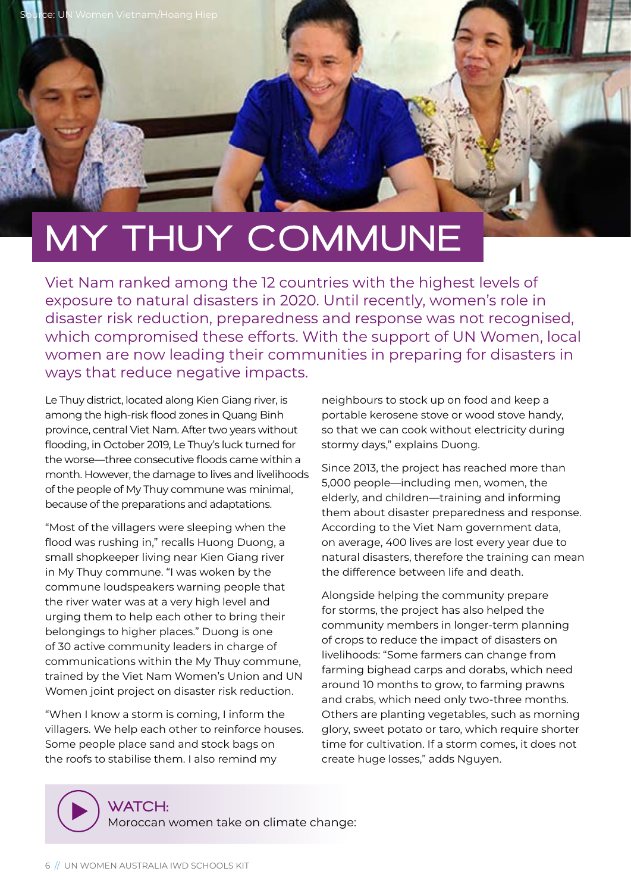Source: UN Women Vietnam/Hoang Hiep

# MY THUY COMMUNE

Viet Nam ranked among the 12 countries with the highest levels of exposure to natural disasters in 2020. Until recently, women's role in disaster risk reduction, preparedness and response was not recognised, which compromised these efforts. With the support of UN Women, local women are now leading their communities in preparing for disasters in ways that reduce negative impacts.

Le Thuy district, located along Kien Giang river, is among the high-risk flood zones in Quang Binh province, central Viet Nam. After two years without flooding, in October 2019, Le Thuy's luck turned for the worse—three consecutive floods came within a month. However, the damage to lives and livelihoods of the people of My Thuy commune was minimal, because of the preparations and adaptations.

"Most of the villagers were sleeping when the flood was rushing in," recalls Huong Duong, a small shopkeeper living near Kien Giang river in My Thuy commune. "I was woken by the commune loudspeakers warning people that the river water was at a very high level and urging them to help each other to bring their belongings to higher places." Duong is one of 30 active community leaders in charge of communications within the My Thuy commune, trained by the Viet Nam Women's Union and UN Women joint project on disaster risk reduction.

"When I know a storm is coming, I inform the villagers. We help each other to reinforce houses. Some people place sand and stock bags on the roofs to stabilise them. I also remind my neighbours to stock up on food and keep a portable kerosene stove or wood stove handy, so that we can cook without electricity during stormy days," explains Duong.

Since 2013, the project has reached more than 5,000 people—including men, women, the elderly, and children—training and informing them about disaster preparedness and response. According to the Viet Nam government data, on average, 400 lives are lost every year due to natural disasters, therefore the training can mean the difference between life and death.

Alongside helping the community prepare for storms, the project has also helped the community members in longer-term planning of crops to reduce the impact of disasters on livelihoods: "Some farmers can change from farming bighead carps and dorabs, which need around 10 months to grow, to farming prawns and crabs, which need only two-three months. Others are planting vegetables, such as morning glory, sweet potato or taro, which require shorter time for cultivation. If a storm comes, it does not create huge losses," adds Nguyen.

**WATCH:**
Moroccan women take on climate change: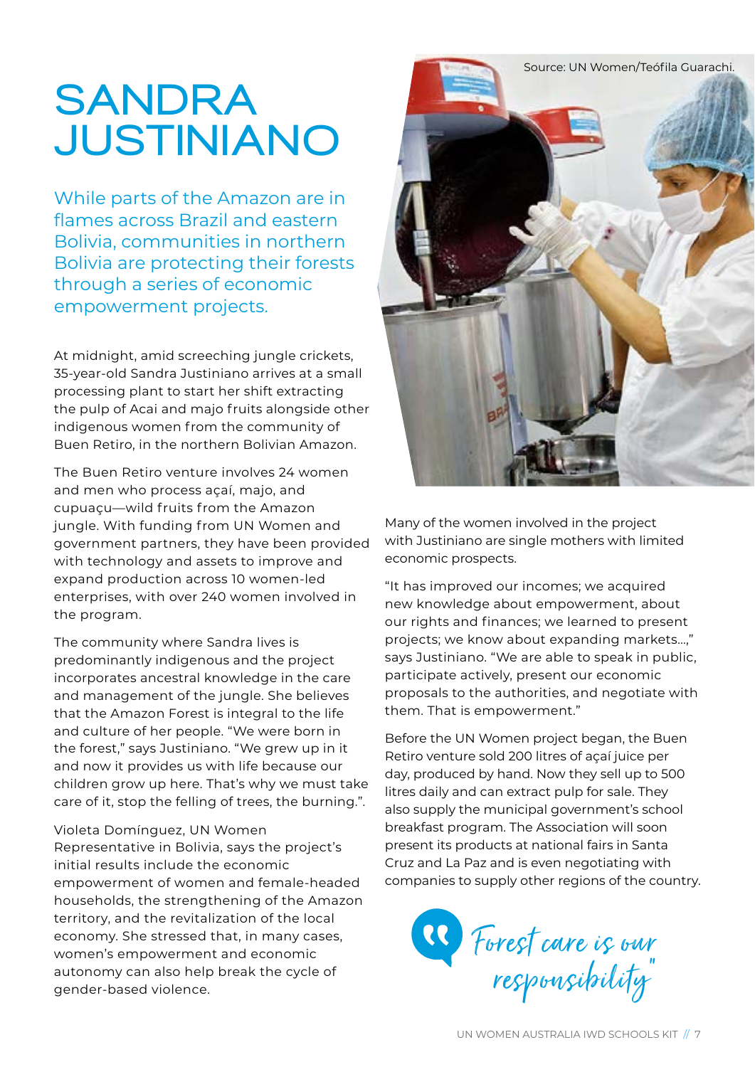# SANDRA JUSTINIANO

While parts of the Amazon are in flames across Brazil and eastern Bolivia, communities in northern Bolivia are protecting their forests through a series of economic empowerment projects.

At midnight, amid screeching jungle crickets, 35-year-old Sandra Justiniano arrives at a small processing plant to start her shift extracting the pulp of Acai and majo fruits alongside other indigenous women from the community of Buen Retiro, in the northern Bolivian Amazon.

The Buen Retiro venture involves 24 women and men who process açaí, majo, and cupuaçu—wild fruits from the Amazon jungle. With funding from UN Women and government partners, they have been provided with technology and assets to improve and expand production across 10 women-led enterprises, with over 240 women involved in the program.

The community where Sandra lives is predominantly indigenous and the project incorporates ancestral knowledge in the care and management of the jungle. She believes that the Amazon Forest is integral to the life and culture of her people. "We were born in the forest," says Justiniano. "We grew up in it and now it provides us with life because our children grow up here. That's why we must take care of it, stop the felling of trees, the burning.".

Violeta Domínguez, UN Women Representative in Bolivia, says the project's initial results include the economic empowerment of women and female-headed households, the strengthening of the Amazon territory, and the revitalization of the local economy. She stressed that, in many cases, women's empowerment and economic autonomy can also help break the cycle of gender-based violence.

Source: UN Women/Teófila Guarachi.

Many of the women involved in the project with Justiniano are single mothers with limited economic prospects.

"It has improved our incomes; we acquired new knowledge about empowerment, about our rights and finances; we learned to present projects; we know about expanding markets…," says Justiniano. "We are able to speak in public, participate actively, present our economic proposals to the authorities, and negotiate with them. That is empowerment."

Before the UN Women project began, the Buen Retiro venture sold 200 litres of açaí juice per day, produced by hand. Now they sell up to 500 litres daily and can extract pulp for sale. They also supply the municipal government's school breakfast program. The Association will soon present its products at national fairs in Santa Cruz and La Paz and is even negotiating with companies to supply other regions of the country.

> "Forest care is our responsibility"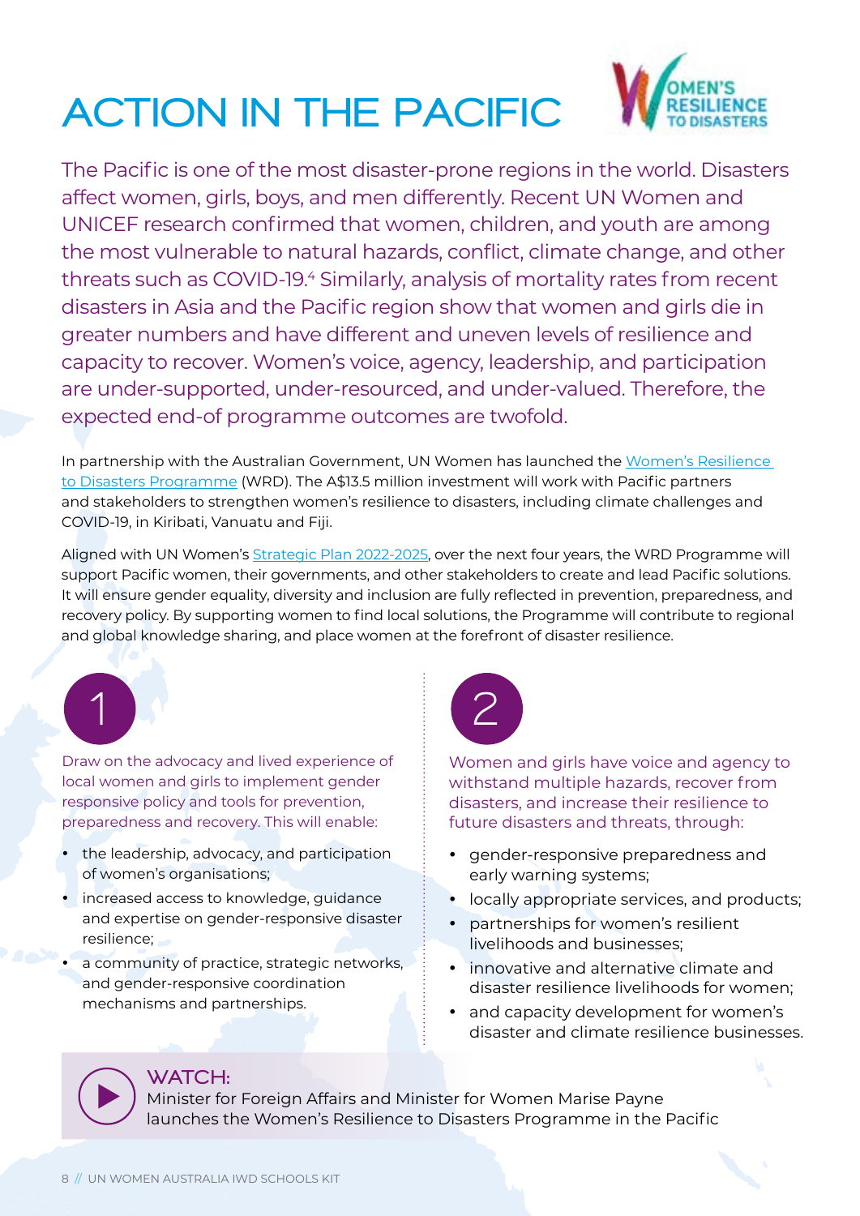# ACTION IN THE PACIFIC

The Pacific is one of the most disaster-prone regions in the world. Disasters affect women, girls, boys, and men differently. Recent UN Women and UNICEF research confirmed that women, children, and youth are among the most vulnerable to natural hazards, conflict, climate change, and other threats such as COVID-19.[4] Similarly, analysis of mortality rates from recent disasters in Asia and the Pacific region show that women and girls die in greater numbers and have different and uneven levels of resilience and capacity to recover. Women's voice, agency, leadership, and participation are under-supported, under-resourced, and under-valued. Therefore, the expected end-of programme outcomes are twofold.

In partnership with the Australian Government, UN Women has launched the Women's Resilience to Disasters Programme (WRD). The A$13.5 million investment will work with Pacific partners and stakeholders to strengthen women's resilience to disasters, including climate challenges and COVID-19, in Kiribati, Vanuatu and Fiji.

Aligned with UN Women's Strategic Plan 2022-2025, over the next four years, the WRD Programme will support Pacific women, their governments, and other stakeholders to create and lead Pacific solutions. It will ensure gender equality, diversity and inclusion are fully reflected in prevention, preparedness, and recovery policy. By supporting women to find local solutions, the Programme will contribute to regional and global knowledge sharing, and place women at the forefront of disaster resilience.

## 1

Draw on the advocacy and lived experience of local women and girls to implement gender responsive policy and tools for prevention, preparedness and recovery. This will enable:

- the leadership, advocacy, and participation of women's organisations;
- increased access to knowledge, guidance and expertise on gender-responsive disaster resilience;
- a community of practice, strategic networks, and gender-responsive coordination mechanisms and partnerships.

## 2

Women and girls have voice and agency to withstand multiple hazards, recover from disasters, and increase their resilience to future disasters and threats, through:

- gender-responsive preparedness and early warning systems;
- locally appropriate services, and products;
- partnerships for women's resilient livelihoods and businesses;
- innovative and alternative climate and disaster resilience livelihoods for women;
- and capacity development for women's disaster and climate resilience businesses.

**WATCH:**
Minister for Foreign Affairs and Minister for Women Marise Payne launches the Women's Resilience to Disasters Programme in the Pacific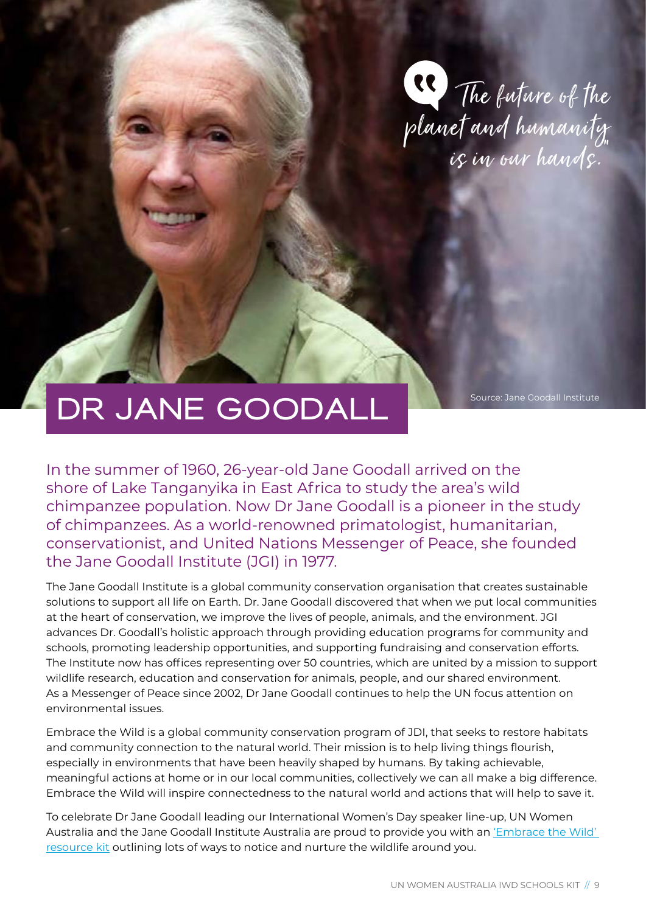"The future of the planet and humanity is in our hands."

Source: Jane Goodall Institute

# DR JANE GOODALL

In the summer of 1960, 26-year-old Jane Goodall arrived on the shore of Lake Tanganyika in East Africa to study the area's wild chimpanzee population. Now Dr Jane Goodall is a pioneer in the study of chimpanzees. As a world-renowned primatologist, humanitarian, conservationist, and United Nations Messenger of Peace, she founded the Jane Goodall Institute (JGI) in 1977.

The Jane Goodall Institute is a global community conservation organisation that creates sustainable solutions to support all life on Earth. Dr. Jane Goodall discovered that when we put local communities at the heart of conservation, we improve the lives of people, animals, and the environment. JGI advances Dr. Goodall's holistic approach through providing education programs for community and schools, promoting leadership opportunities, and supporting fundraising and conservation efforts. The Institute now has offices representing over 50 countries, which are united by a mission to support wildlife research, education and conservation for animals, people, and our shared environment. As a Messenger of Peace since 2002, Dr Jane Goodall continues to help the UN focus attention on environmental issues.

Embrace the Wild is a global community conservation program of JDI, that seeks to restore habitats and community connection to the natural world. Their mission is to help living things flourish, especially in environments that have been heavily shaped by humans. By taking achievable, meaningful actions at home or in our local communities, collectively we can all make a big difference. Embrace the Wild will inspire connectedness to the natural world and actions that will help to save it.

To celebrate Dr Jane Goodall leading our International Women's Day speaker line-up, UN Women Australia and the Jane Goodall Institute Australia are proud to provide you with an 'Embrace the Wild' resource kit outlining lots of ways to notice and nurture the wildlife around you.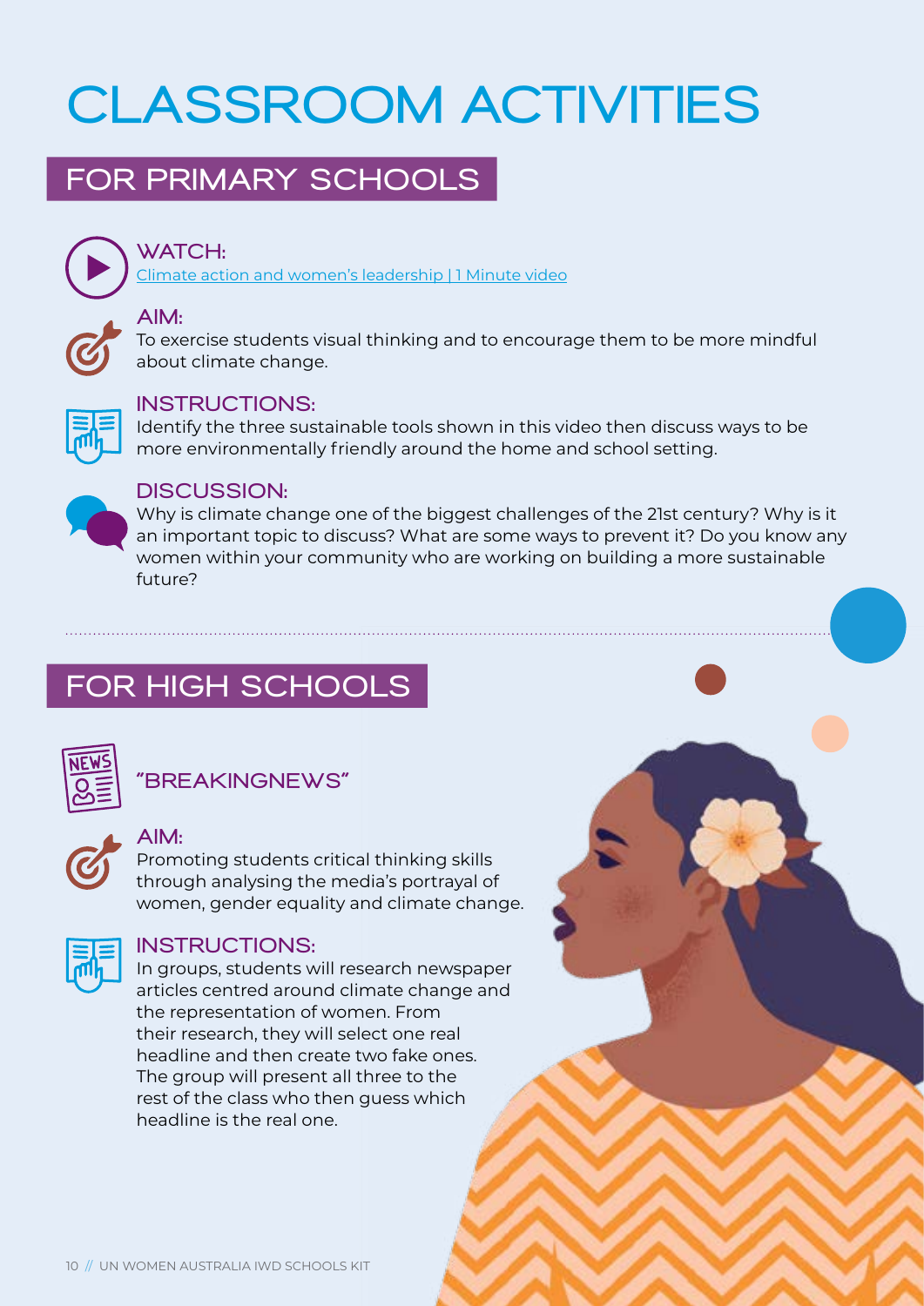# CLASSROOM ACTIVITIES

## FOR PRIMARY SCHOOLS

### WATCH:

[Climate action and women's leadership | 1 Minute video]

### AIM:

To exercise students visual thinking and to encourage them to be more mindful about climate change.

### INSTRUCTIONS:

Identify the three sustainable tools shown in this video then discuss ways to be more environmentally friendly around the home and school setting.

### DISCUSSION:

Why is climate change one of the biggest challenges of the 21st century? Why is it an important topic to discuss? What are some ways to prevent it? Do you know any women within your community who are working on building a more sustainable future?

## FOR HIGH SCHOOLS

### "BREAKINGNEWS"

### AIM:

Promoting students critical thinking skills through analysing the media's portrayal of women, gender equality and climate change.

### INSTRUCTIONS:

In groups, students will research newspaper articles centred around climate change and the representation of women. From their research, they will select one real headline and then create two fake ones. The group will present all three to the rest of the class who then guess which headline is the real one.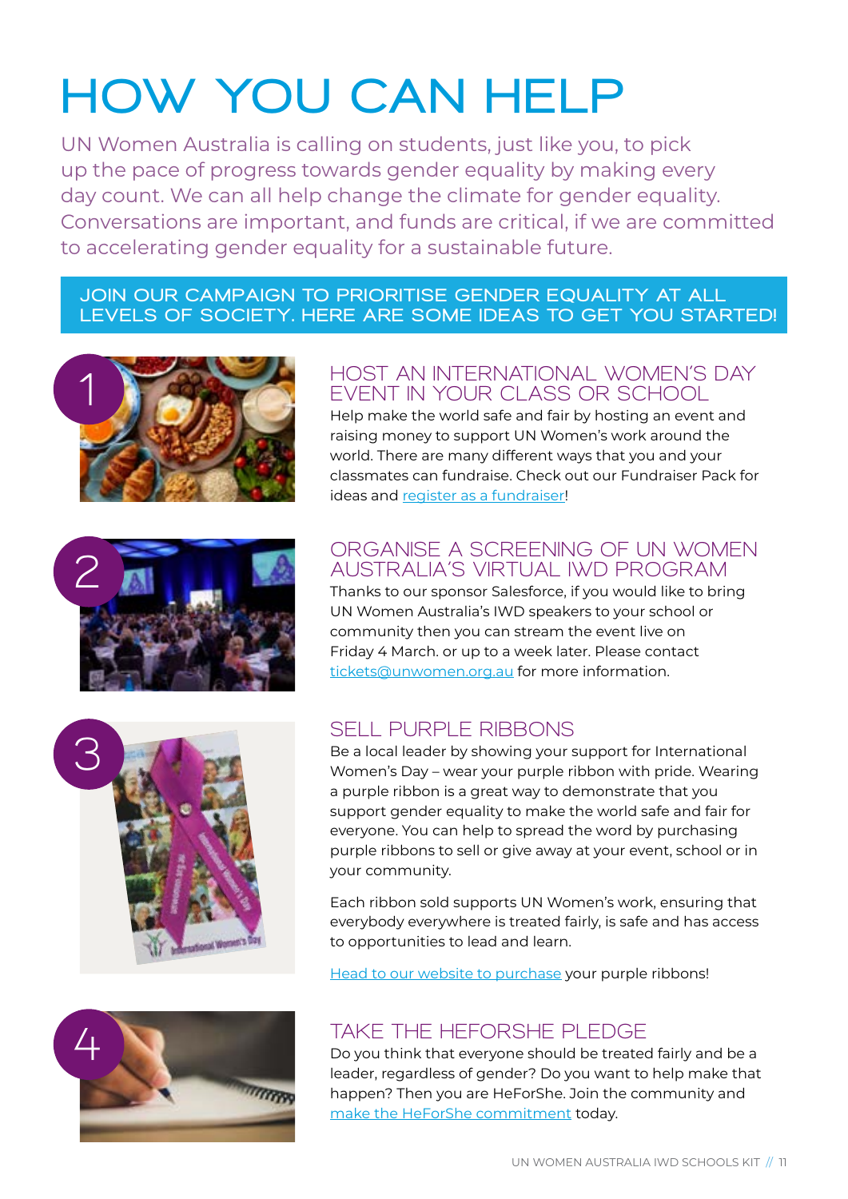# HOW YOU CAN HELP

UN Women Australia is calling on students, just like you, to pick up the pace of progress towards gender equality by making every day count. We can all help change the climate for gender equality. Conversations are important, and funds are critical, if we are committed to accelerating gender equality for a sustainable future.

**JOIN OUR CAMPAIGN TO PRIORITISE GENDER EQUALITY AT ALL LEVELS OF SOCIETY. HERE ARE SOME IDEAS TO GET YOU STARTED!**

## 1 HOST AN INTERNATIONAL WOMEN'S DAY EVENT IN YOUR CLASS OR SCHOOL

Help make the world safe and fair by hosting an event and raising money to support UN Women's work around the world. There are many different ways that you and your classmates can fundraise. Check out our Fundraiser Pack for ideas and register as a fundraiser!

## 2 ORGANISE A SCREENING OF UN WOMEN AUSTRALIA'S VIRTUAL IWD PROGRAM

Thanks to our sponsor Salesforce, if you would like to bring UN Women Australia's IWD speakers to your school or community then you can stream the event live on Friday 4 March. or up to a week later. Please contact tickets@unwomen.org.au for more information.

## 3 SELL PURPLE RIBBONS

Be a local leader by showing your support for International Women's Day – wear your purple ribbon with pride. Wearing a purple ribbon is a great way to demonstrate that you support gender equality to make the world safe and fair for everyone. You can help to spread the word by purchasing purple ribbons to sell or give away at your event, school or in your community.

Each ribbon sold supports UN Women's work, ensuring that everybody everywhere is treated fairly, is safe and has access to opportunities to lead and learn.

Head to our website to purchase your purple ribbons!

## 4 TAKE THE HEFORSHE PLEDGE

Do you think that everyone should be treated fairly and be a leader, regardless of gender? Do you want to help make that happen? Then you are HeForShe. Join the community and make the HeForShe commitment today.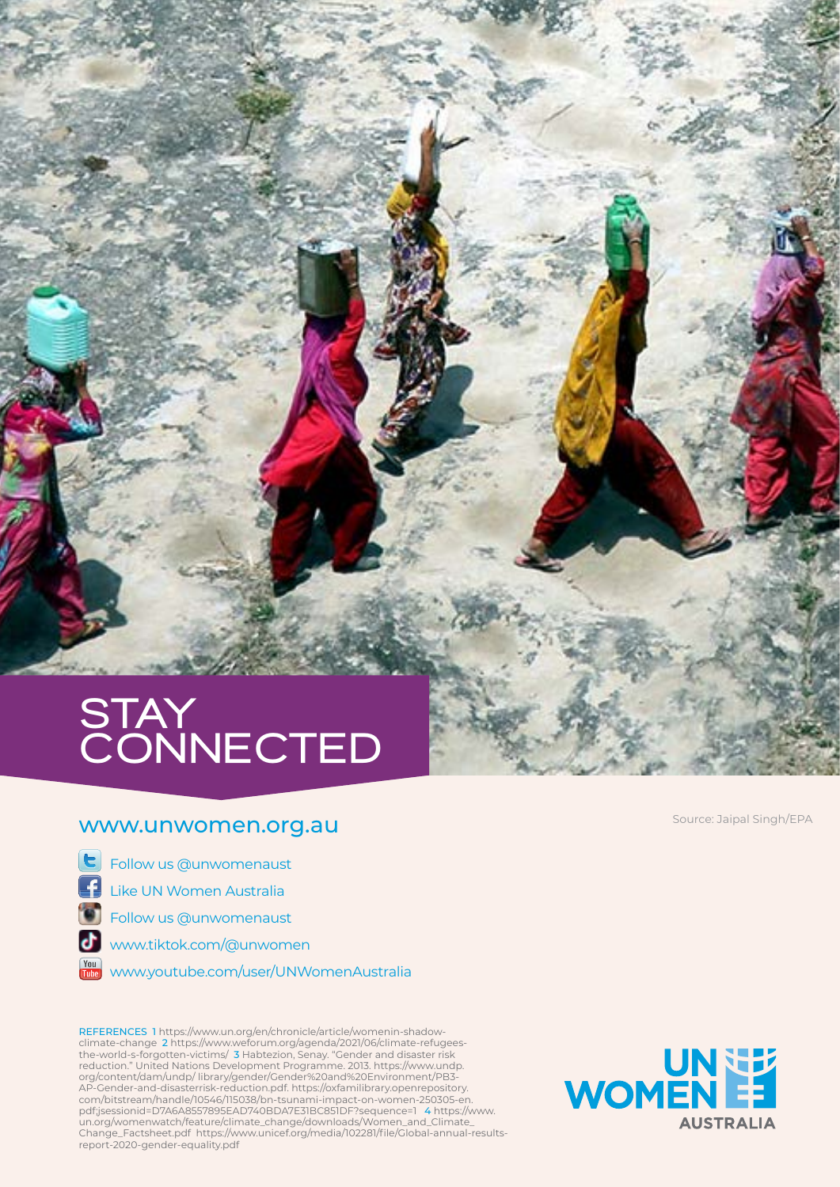# STAY CONNECTED

## www.unwomen.org.au

Source: Jaipal Singh/EPA

- Follow us @unwomenaust
- Like UN Women Australia
- Follow us @unwomenaust
- www.tiktok.com/@unwomen
- www.youtube.com/user/UNWomenAustralia

REFERENCES 1 https://www.un.org/en/chronicle/article/womenin-shadow-climate-change 2 https://www.weforum.org/agenda/2021/06/climate-refugees-the-world-s-forgotten-victims/ 3 Habtezion, Senay. "Gender and disaster risk reduction." United Nations Development Programme. 2013. https://www.undp.org/content/dam/undp/ library/gender/Gender%20and%20Environment/PB3-AP-Gender-and-disasterrisk-reduction.pdf. https://oxfamilibrary.openrepository.com/bitstream/handle/10546/115038/bn-tsunami-impact-on-women-250305-en.pdf;jsessionid=D7A6A8557895EAD740BDA7E31BC851DF?sequence=1 4 https://www.un.org/womenwatch/feature/climate_change/downloads/Women_and_Climate_Change_Factsheet.pdf https://www.unicef.org/media/102281/file/Global-annual-results-report-2020-gender-equality.pdf

UN WOMEN AUSTRALIA